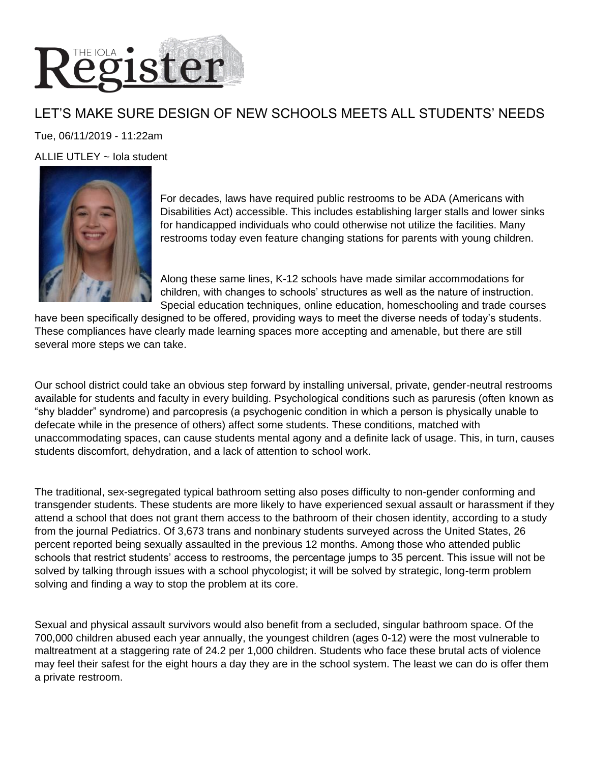# THE IOLA Register

## LET'S MAKE SURE DESIGN OF NEW SCHOOLS MEETS ALL STUDENTS' NEEDS

Tue, 06/11/2019 - 11:22am

ALLIE UTLEY ~ Iola student

For decades, laws have required public restrooms to be ADA (Americans with Disabilities Act) accessible. This includes establishing larger stalls and lower sinks for handicapped individuals who could otherwise not utilize the facilities. Many restrooms today even feature changing stations for parents with young children.

Along these same lines, K-12 schools have made similar accommodations for children, with changes to schools' structures as well as the nature of instruction. Special education techniques, online education, homeschooling and trade courses have been specifically designed to be offered, providing ways to meet the diverse needs of today's students. These compliances have clearly made learning spaces more accepting and amenable, but there are still several more steps we can take.

Our school district could take an obvious step forward by installing universal, private, gender-neutral restrooms available for students and faculty in every building. Psychological conditions such as paruresis (often known as "shy bladder" syndrome) and parcopresis (a psychogenic condition in which a person is physically unable to defecate while in the presence of others) affect some students. These conditions, matched with unaccommodating spaces, can cause students mental agony and a definite lack of usage. This, in turn, causes students discomfort, dehydration, and a lack of attention to school work.

The traditional, sex-segregated typical bathroom setting also poses difficulty to non-gender conforming and transgender students. These students are more likely to have experienced sexual assault or harassment if they attend a school that does not grant them access to the bathroom of their chosen identity, according to a study from the journal Pediatrics. Of 3,673 trans and nonbinary students surveyed across the United States, 26 percent reported being sexually assaulted in the previous 12 months. Among those who attended public schools that restrict students' access to restrooms, the percentage jumps to 35 percent. This issue will not be solved by talking through issues with a school phycologist; it will be solved by strategic, long-term problem solving and finding a way to stop the problem at its core.

Sexual and physical assault survivors would also benefit from a secluded, singular bathroom space. Of the 700,000 children abused each year annually, the youngest children (ages 0-12) were the most vulnerable to maltreatment at a staggering rate of 24.2 per 1,000 children. Students who face these brutal acts of violence may feel their safest for the eight hours a day they are in the school system. The least we can do is offer them a private restroom.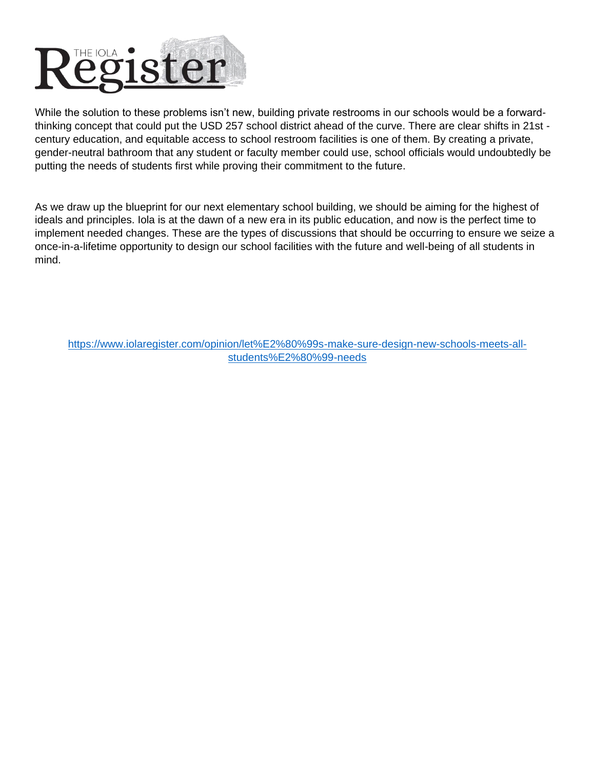While the solution to these problems isn't new, building private restrooms in our schools would be a forward-thinking concept that could put the USD 257 school district ahead of the curve. There are clear shifts in 21st -century education, and equitable access to school restroom facilities is one of them. By creating a private, gender-neutral bathroom that any student or faculty member could use, school officials would undoubtedly be putting the needs of students first while proving their commitment to the future.

As we draw up the blueprint for our next elementary school building, we should be aiming for the highest of ideals and principles. Iola is at the dawn of a new era in its public education, and now is the perfect time to implement needed changes. These are the types of discussions that should be occurring to ensure we seize a once-in-a-lifetime opportunity to design our school facilities with the future and well-being of all students in mind.

https://www.iolaregister.com/opinion/let%E2%80%99s-make-sure-design-new-schools-meets-all-students%E2%80%99-needs